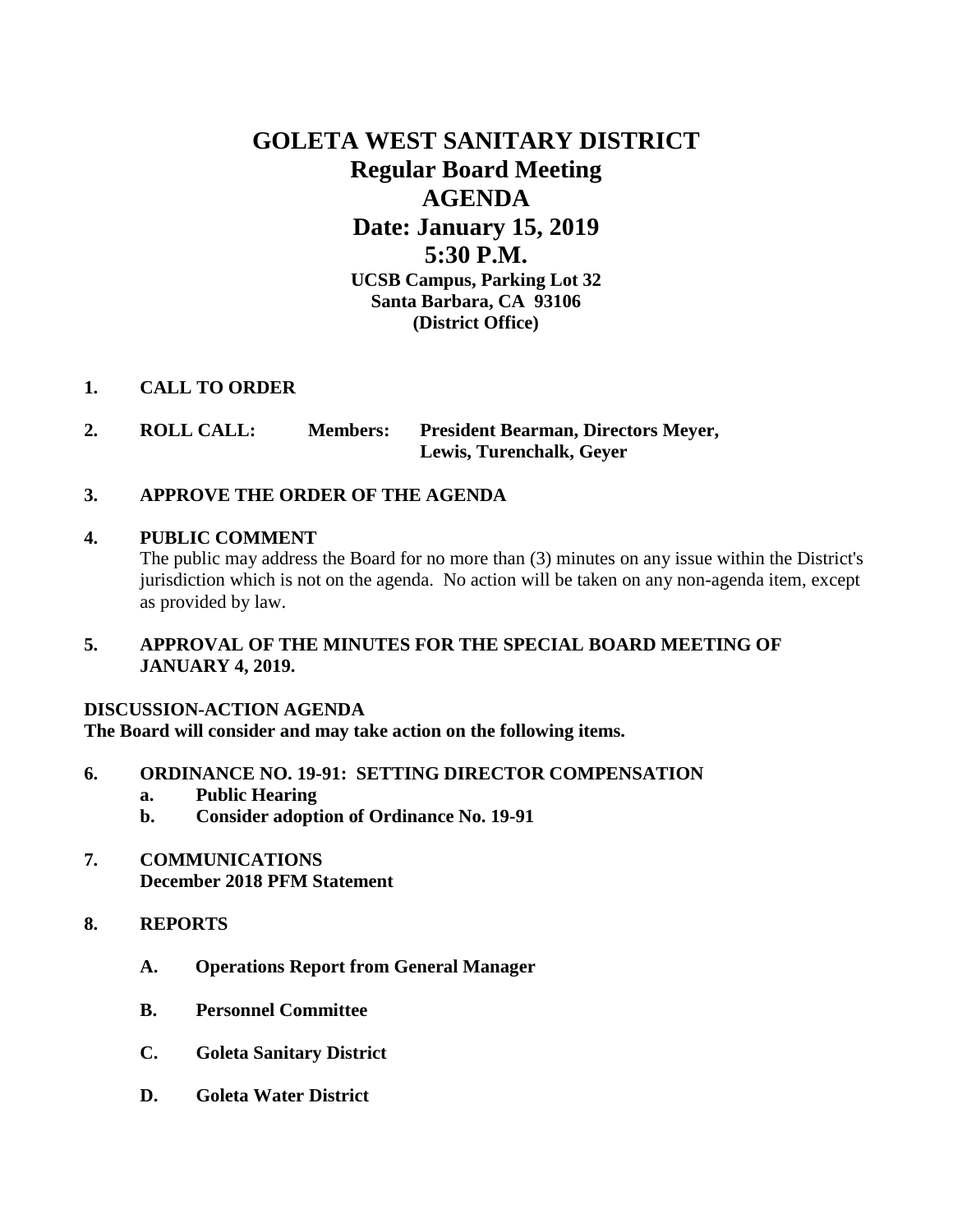# GOLETA WEST SANITARY DISTRICT

## Regular Board Meeting

## AGENDA

## Date: January 15, 2019

## 5:30 P.M.

**UCSB Campus, Parking Lot 32**
**Santa Barbara, CA 93106**
**(District Office)**

**1. CALL TO ORDER**

**2. ROLL CALL: Members: President Bearman, Directors Meyer, Lewis, Turenchalk, Geyer**

**3. APPROVE THE ORDER OF THE AGENDA**

**4. PUBLIC COMMENT**

The public may address the Board for no more than (3) minutes on any issue within the District's jurisdiction which is not on the agenda. No action will be taken on any non-agenda item, except as provided by law.

**5. APPROVAL OF THE MINUTES FOR THE SPECIAL BOARD MEETING OF JANUARY 4, 2019.**

**DISCUSSION-ACTION AGENDA**
**The Board will consider and may take action on the following items.**

**6. ORDINANCE NO. 19-91: SETTING DIRECTOR COMPENSATION**

- **a. Public Hearing**
- **b. Consider adoption of Ordinance No. 19-91**

**7. COMMUNICATIONS**
**December 2018 PFM Statement**

**8. REPORTS**

- **A. Operations Report from General Manager**
- **B. Personnel Committee**
- **C. Goleta Sanitary District**
- **D. Goleta Water District**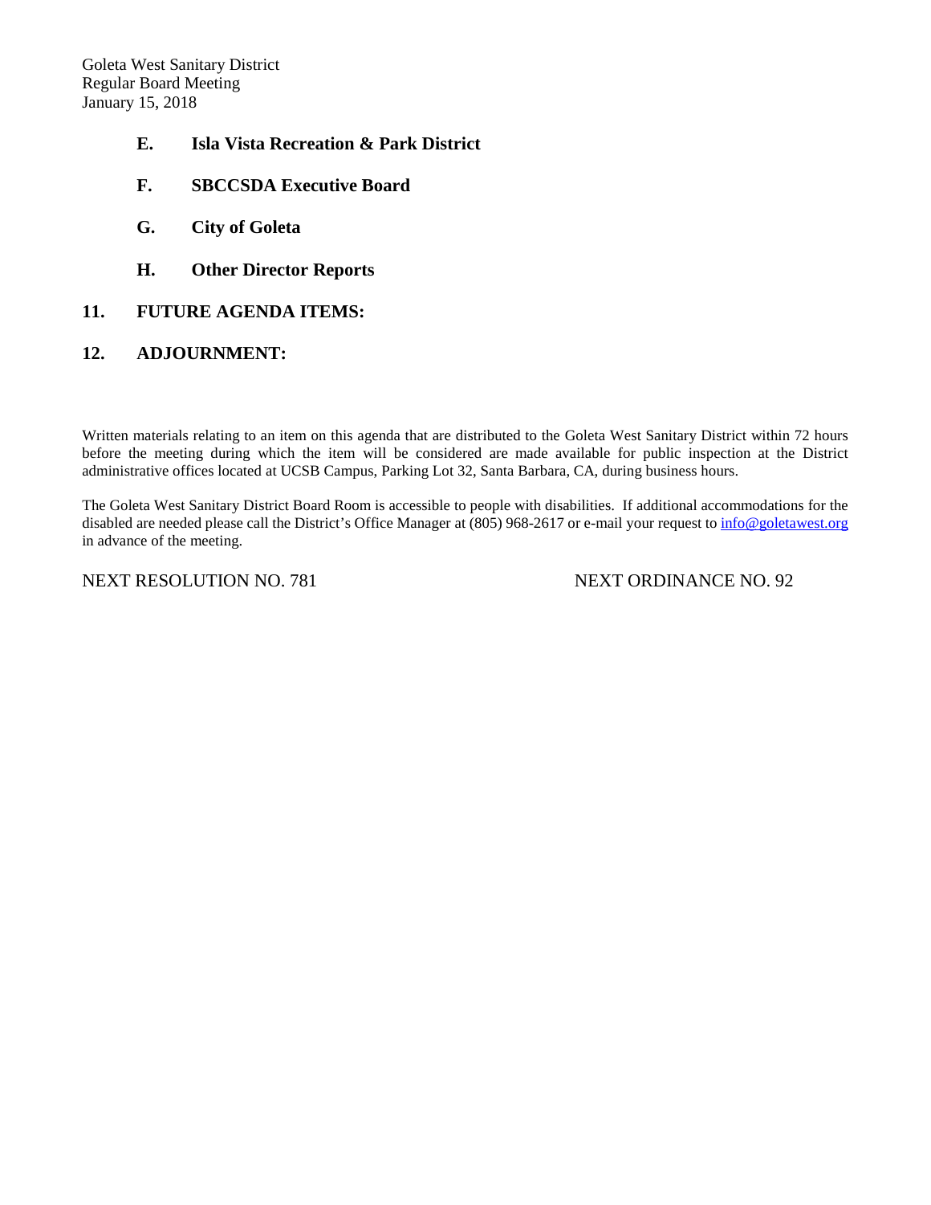**E. Isla Vista Recreation & Park District**

**F. SBCCSDA Executive Board**

**G. City of Goleta**

**H. Other Director Reports**

## 11. FUTURE AGENDA ITEMS:

## 12. ADJOURNMENT:

Written materials relating to an item on this agenda that are distributed to the Goleta West Sanitary District within 72 hours before the meeting during which the item will be considered are made available for public inspection at the District administrative offices located at UCSB Campus, Parking Lot 32, Santa Barbara, CA, during business hours.

The Goleta West Sanitary District Board Room is accessible to people with disabilities. If additional accommodations for the disabled are needed please call the District's Office Manager at (805) 968-2617 or e-mail your request to info@goletawest.org in advance of the meeting.

NEXT RESOLUTION NO. 781 NEXT ORDINANCE NO. 92